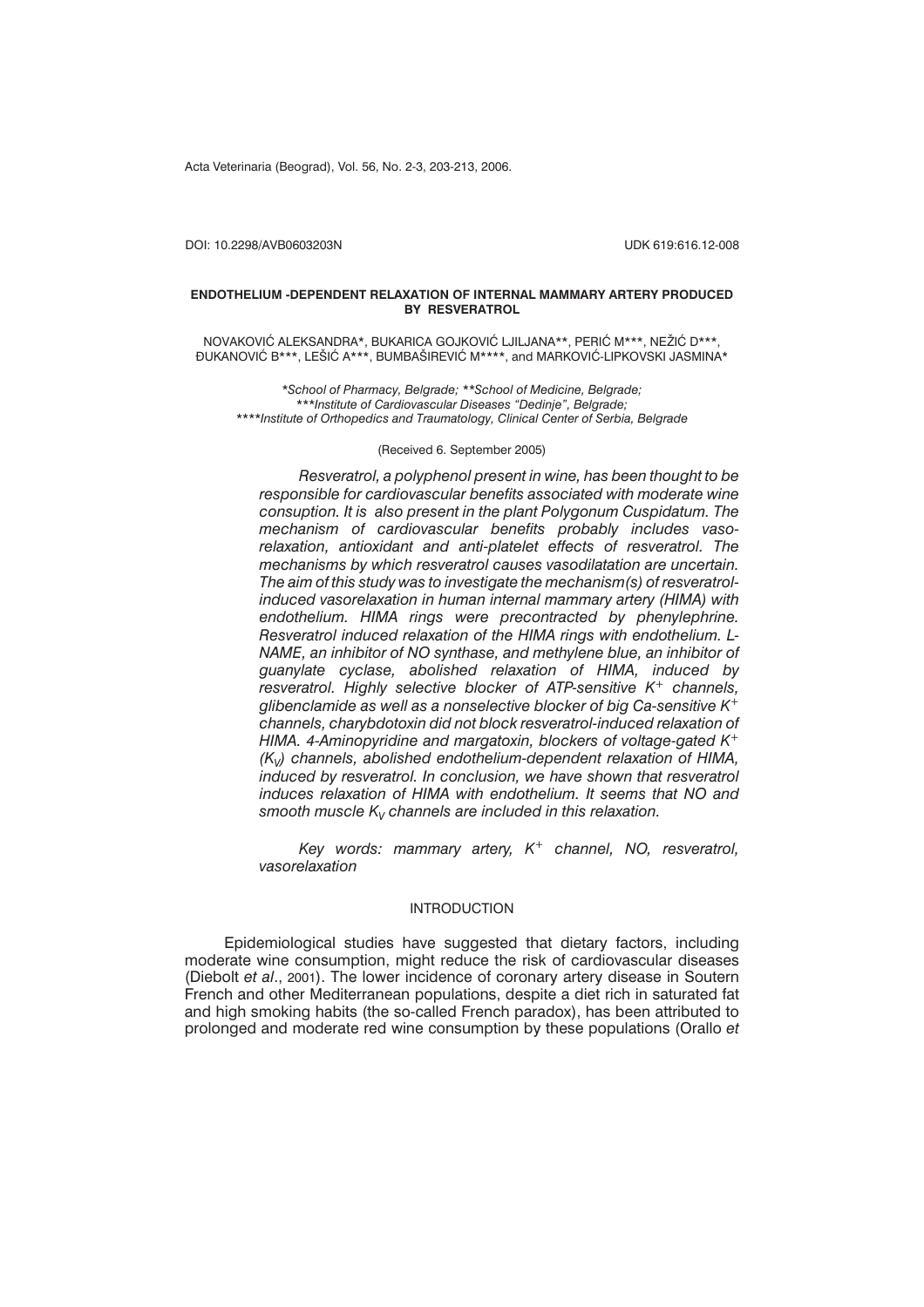DOI: 10.2298/AVB0603203N UDK 619:616.12-008

# ENDOTHELIUM -DEPENDENT RELAXATION OF INTERNAL MAMMARY ARTERY PRODUCED BY RESVERATROL

NOVAKOVIĆ ALEKSANDRA*, BUKARICA GOJKOVIĆ LJILJANA**, PERIĆ M***, NEŽIĆ D***, ĐUKANOVIĆ B***, LEŠIĆ A***, BUMBAŠIREVIĆ M****, and MARKOVIĆ-LIPKOVSKI JASMINA*

*School of Pharmacy, Belgrade; **School of Medicine, Belgrade; ***Institute of Cardiovascular Diseases "Dedinje", Belgrade; ****Institute of Orthopedics and Traumatology, Clinical Center of Serbia, Belgrade*

(Received 6. September 2005)

*Resveratrol, a polyphenol present in wine, has been thought to be responsible for cardiovascular benefits associated with moderate wine consuption. It is also present in the plant Polygonum Cuspidatum. The mechanism of cardiovascular benefits probably includes vaso-relaxation, antioxidant and anti-platelet effects of resveratrol. The mechanisms by which resveratrol causes vasodilatation are uncertain. The aim of this study was to investigate the mechanism(s) of resveratrol-induced vasorelaxation in human internal mammary artery (HIMA) with endothelium. HIMA rings were precontracted by phenylephrine. Resveratrol induced relaxation of the HIMA rings with endothelium. L-NAME, an inhibitor of NO synthase, and methylene blue, an inhibitor of guanylate cyclase, abolished relaxation of HIMA, induced by resveratrol. Highly selective blocker of ATP-sensitive $K^+$ channels, glibenclamide as well as a nonselective blocker of big Ca-sensitive $K^+$ channels, charybdotoxin did not block resveratrol-induced relaxation of HIMA. 4-Aminopyridine and margatoxin, blockers of voltage-gated $K^+$ ($K_V$) channels, abolished endothelium-dependent relaxation of HIMA, induced by resveratrol. In conclusion, we have shown that resveratrol induces relaxation of HIMA with endothelium. It seems that NO and smooth muscle $K_V$ channels are included in this relaxation.*

*Key words: mammary artery, $K^+$ channel, NO, resveratrol, vasorelaxation*

## INTRODUCTION

Epidemiological studies have suggested that dietary factors, including moderate wine consumption, might reduce the risk of cardiovascular diseases (Diebolt *et al*., 2001). The lower incidence of coronary artery disease in Soutern French and other Mediterranean populations, despite a diet rich in saturated fat and high smoking habits (the so-called French paradox), has been attributed to prolonged and moderate red wine consumption by these populations (Orallo *et*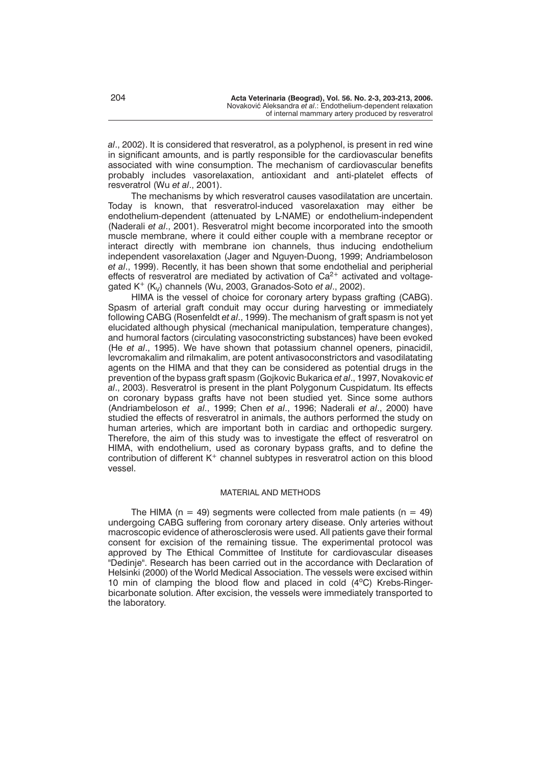*al*., 2002). It is considered that resveratrol, as a polyphenol, is present in red wine in significant amounts, and is partly responsible for the cardiovascular benefits associated with wine consumption. The mechanism of cardiovascular benefits probably includes vasorelaxation, antioxidant and anti-platelet effects of resveratrol (Wu *et al*., 2001).

The mechanisms by which resveratrol causes vasodilatation are uncertain. Today is known, that resveratrol-induced vasorelaxation may either be endothelium-dependent (attenuated by L-NAME) or endothelium-independent (Naderali *et al*., 2001). Resveratrol might become incorporated into the smooth muscle membrane, where it could either couple with a membrane receptor or interact directly with membrane ion channels, thus inducing endothelium independent vasorelaxation (Jager and Nguyen-Duong, 1999; Andriambeloson *et al*., 1999). Recently, it has been shown that some endothelial and peripherial effects of resveratrol are mediated by activation of $Ca^{2+}$ activated and voltage-gated $K^+$ ($K_V$) channels (Wu, 2003, Granados-Soto *et al*., 2002).

HIMA is the vessel of choice for coronary artery bypass grafting (CABG). Spasm of arterial graft conduit may occur during harvesting or immediately following CABG (Rosenfeldt *et al*., 1999). The mechanism of graft spasm is not yet elucidated although physical (mechanical manipulation, temperature changes), and humoral factors (circulating vasoconstricting substances) have been evoked (He *et al*., 1995). We have shown that potassium channel openers, pinacidil, levcromakalim and rilmakalim, are potent antivasoconstrictors and vasodilatating agents on the HIMA and that they can be considered as potential drugs in the prevention of the bypass graft spasm (Gojkovic Bukarica *et al*., 1997, Novakovic *et al*., 2003). Resveratrol is present in the plant Polygonum Cuspidatum. Its effects on coronary bypass grafts have not been studied yet. Since some authors (Andriambeloson *et al*., 1999; Chen *et al*., 1996; Naderali *et al*., 2000) have studied the effects of resveratrol in animals, the authors performed the study on human arteries, which are important both in cardiac and orthopedic surgery. Therefore, the aim of this study was to investigate the effect of resveratrol on HIMA, with endothelium, used as coronary bypass grafts, and to define the contribution of different $K^+$ channel subtypes in resveratrol action on this blood vessel.

## MATERIAL AND METHODS

The HIMA ($n = 49$) segments were collected from male patients ($n = 49$) undergoing CABG suffering from coronary artery disease. Only arteries without macroscopic evidence of atherosclerosis were used. All patients gave their formal consent for excision of the remaining tissue. The experimental protocol was approved by The Ethical Committee of Institute for cardiovascular diseases "Dedinje". Research has been carried out in the accordance with Declaration of Helsinki (2000) of the World Medical Association. The vessels were excised within 10 min of clamping the blood flow and placed in cold (4°C) Krebs-Ringer-bicarbonate solution. After excision, the vessels were immediately transported to the laboratory.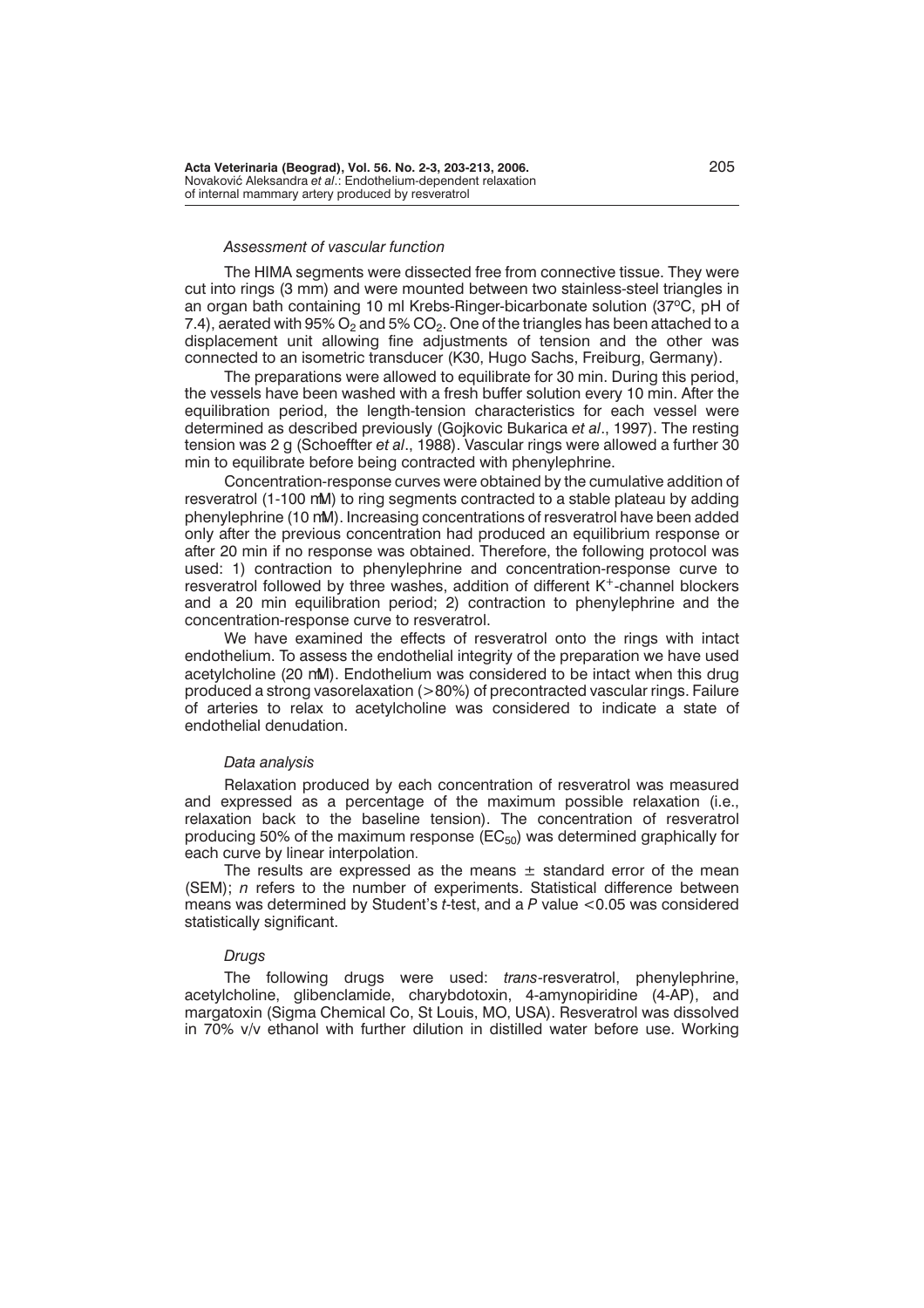*Assessment of vascular function*

The HIMA segments were dissected free from connective tissue. They were cut into rings (3 mm) and were mounted between two stainless-steel triangles in an organ bath containing 10 ml Krebs-Ringer-bicarbonate solution (37ºC, pH of 7.4), aerated with 95% $O_2$ and 5% $CO_2$. One of the triangles has been attached to a displacement unit allowing fine adjustments of tension and the other was connected to an isometric transducer (K30, Hugo Sachs, Freiburg, Germany).

The preparations were allowed to equilibrate for 30 min. During this period, the vessels have been washed with a fresh buffer solution every 10 min. After the equilibration period, the length-tension characteristics for each vessel were determined as described previously (Gojkovic Bukarica *et al*., 1997). The resting tension was 2 g (Schoeffter *et al*., 1988). Vascular rings were allowed a further 30 min to equilibrate before being contracted with phenylephrine.

Concentration-response curves were obtained by the cumulative addition of resveratrol (1-100 mM) to ring segments contracted to a stable plateau by adding phenylephrine (10 mM). Increasing concentrations of resveratrol have been added only after the previous concentration had produced an equilibrium response or after 20 min if no response was obtained. Therefore, the following protocol was used: 1) contraction to phenylephrine and concentration-response curve to resveratrol followed by three washes, addition of different $K^+$-channel blockers and a 20 min equilibration period; 2) contraction to phenylephrine and the concentration-response curve to resveratrol.

We have examined the effects of resveratrol onto the rings with intact endothelium. To assess the endothelial integrity of the preparation we have used acetylcholine (20 mM). Endothelium was considered to be intact when this drug produced a strong vasorelaxation (>80%) of precontracted vascular rings. Failure of arteries to relax to acetylcholine was considered to indicate a state of endothelial denudation.

*Data analysis*

Relaxation produced by each concentration of resveratrol was measured and expressed as a percentage of the maximum possible relaxation (i.e., relaxation back to the baseline tension). The concentration of resveratrol producing 50% of the maximum response ($EC_{50}$) was determined graphically for each curve by linear interpolation.

The results are expressed as the means ± standard error of the mean (SEM); *n* refers to the number of experiments. Statistical difference between means was determined by Student's *t*-test, and a *P* value <0.05 was considered statistically significant.

*Drugs*

The following drugs were used: *trans*-resveratrol, phenylephrine, acetylcholine, glibenclamide, charybdotoxin, 4-amynopiridine (4-AP), and margatoxin (Sigma Chemical Co, St Louis, MO, USA). Resveratrol was dissolved in 70% v/v ethanol with further dilution in distilled water before use. Working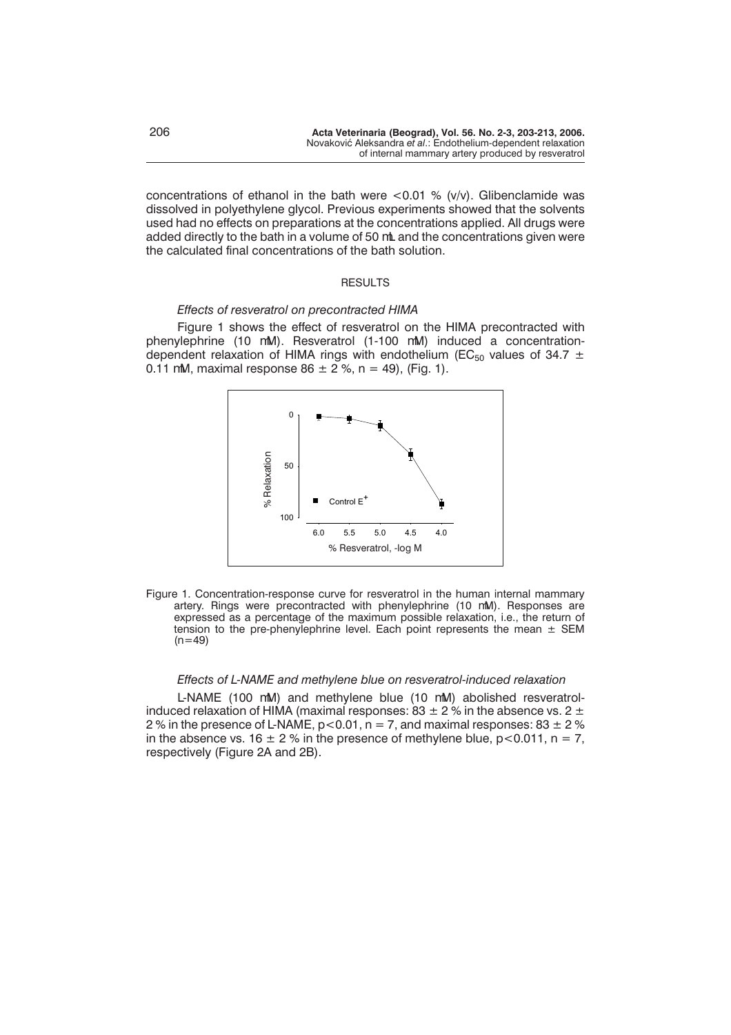concentrations of ethanol in the bath were <0.01 % (v/v). Glibenclamide was dissolved in polyethylene glycol. Previous experiments showed that the solvents used had no effects on preparations at the concentrations applied. All drugs were added directly to the bath in a volume of 50 mL and the concentrations given were the calculated final concentrations of the bath solution.

## RESULTS

### *Effects of resveratrol on precontracted HIMA*

Figure 1 shows the effect of resveratrol on the HIMA precontracted with phenylephrine (10 mM). Resveratrol (1-100 mM) induced a concentration-dependent relaxation of HIMA rings with endothelium ($EC_{50}$ values of 34.7 ± 0.11 mM, maximal response 86 ± 2 %, n = 49), (Fig. 1).

0
50
100
% Relaxation
Control $E^{+}$
6.0
5.5
5.0
4.5
4.0
% Resveratrol, -log M

Figure 1. Concentration-response curve for resveratrol in the human internal mammary artery. Rings were precontracted with phenylephrine (10 mM). Responses are expressed as a percentage of the maximum possible relaxation, i.e., the return of tension to the pre-phenylephrine level. Each point represents the mean ± SEM (n=49)

### *Effects of L-NAME and methylene blue on resveratrol-induced relaxation*

L-NAME (100 mM) and methylene blue (10 mM) abolished resveratrol-induced relaxation of HIMA (maximal responses: 83 ± 2 % in the absence vs. 2 ± 2 % in the presence of L-NAME, $p<0.01$, n = 7, and maximal responses: 83 ± 2 % in the absence vs. 16 ± 2 % in the presence of methylene blue, $p<0.011$, n = 7, respectively (Figure 2A and 2B).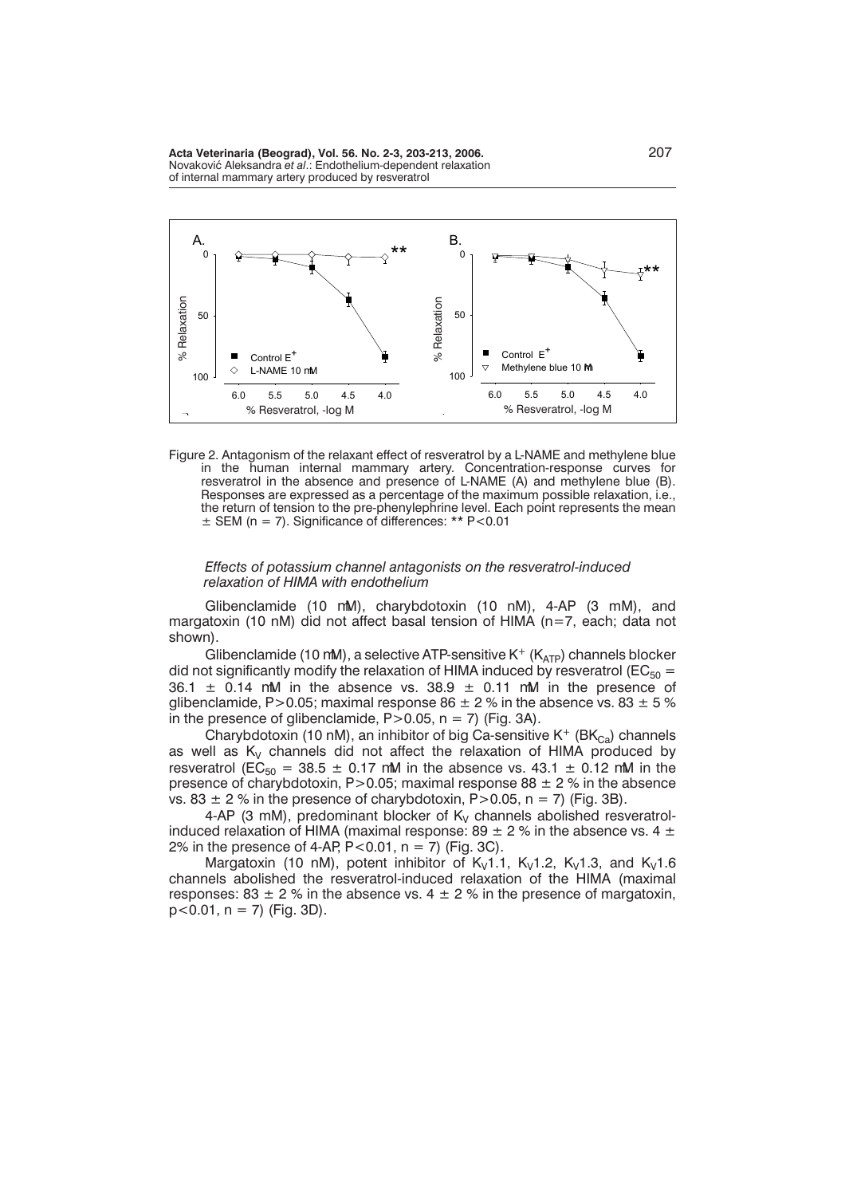A.

0

50

100

% Relaxation

Control E+

L-NAME 10 μM

6.0 5.5 5.0 4.5 4.0

% Resveratrol, -log M

**

B.

0

50

100

% Relaxation

Control E+

Methylene blue 10 μM

6.0 5.5 5.0 4.5 4.0

% Resveratrol, -log M

**

Figure 2. Antagonism of the relaxant effect of resveratrol by a L-NAME and methylene blue in the human internal mammary artery. Concentration-response curves for resveratrol in the absence and presence of L-NAME (A) and methylene blue (B). Responses are expressed as a percentage of the maximum possible relaxation, i.e., the return of tension to the pre-phenylephrine level. Each point represents the mean ± SEM (n = 7). Significance of differences: ** P<0.01

*Effects of potassium channel antagonists on the resveratrol-induced relaxation of HIMA with endothelium*

Glibenclamide (10 μM), charybdotoxin (10 nM), 4-AP (3 mM), and margatoxin (10 nM) did not affect basal tension of HIMA (n=7, each; data not shown).

Glibenclamide (10 μM), a selective ATP-sensitive $K^+$ ($K_{ATP}$) channels blocker did not significantly modify the relaxation of HIMA induced by resveratrol ($EC_{50}$ = 36.1 ± 0.14 μM in the absence vs. 38.9 ± 0.11 μM in the presence of glibenclamide, P>0.05; maximal response 86 ± 2 % in the absence vs. 83 ± 5 % in the presence of glibenclamide, P>0.05, n = 7) (Fig. 3A).

Charybdotoxin (10 nM), an inhibitor of big Ca-sensitive $K^+$ ($BK_{Ca}$) channels as well as $K_V$ channels did not affect the relaxation of HIMA produced by resveratrol ($EC_{50}$ = 38.5 ± 0.17 μM in the absence vs. 43.1 ± 0.12 μM in the presence of charybdotoxin, P>0.05; maximal response 88 ± 2 % in the absence vs. 83 ± 2 % in the presence of charybdotoxin, P>0.05, n = 7) (Fig. 3B).

4-AP (3 mM), predominant blocker of $K_V$ channels abolished resveratrol-induced relaxation of HIMA (maximal response: 89 ± 2 % in the absence vs. 4 ± 2% in the presence of 4-AP, P<0.01, n = 7) (Fig. 3C).

Margatoxin (10 nM), potent inhibitor of $K_V1.1$, $K_V1.2$, $K_V1.3$, and $K_V1.6$ channels abolished the resveratrol-induced relaxation of the HIMA (maximal responses: 83 ± 2 % in the absence vs. 4 ± 2 % in the presence of margatoxin, p<0.01, n = 7) (Fig. 3D).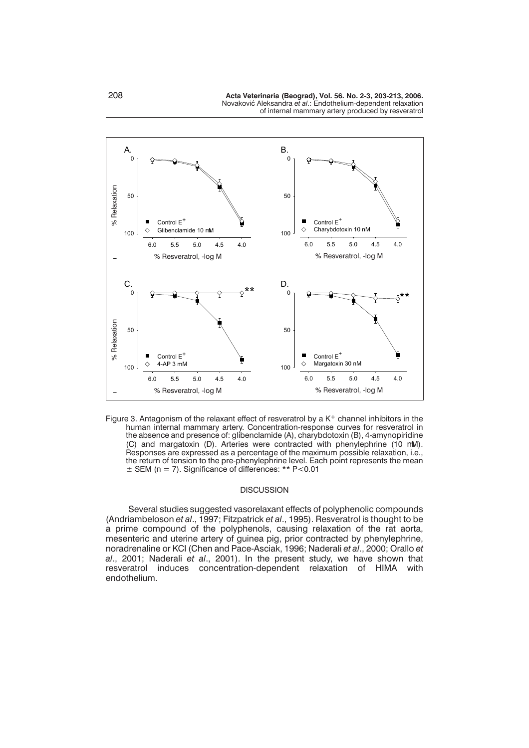A.

0

50

100

% Relaxation

Control E+

Glibenclamide 10 mM

6.0 5.5 5.0 4.5 4.0

% Resveratrol, -log M

B.

0

50

100

Control E+

Charybdotoxin 10 nM

6.0 5.5 5.0 4.5 4.0

% Resveratrol, -log M

C.

0

50

100

% Relaxation

**

Control E+

4-AP 3 mM

6.0 5.5 5.0 4.5 4.0

% Resveratrol, -log M

D.

0

50

100

**

Control E+

Margatoxin 30 nM

6.0 5.5 5.0 4.5 4.0

% Resveratrol, -log M

Figure 3. Antagonism of the relaxant effect of resveratrol by a $K^+$ channel inhibitors in the human internal mammary artery. Concentration-response curves for resveratrol in the absence and presence of: glibenclamide (A), charybdotoxin (B), 4-amynopiridine (C) and margatoxin (D). Arteries were contracted with phenylephrine (10 mM). Responses are expressed as a percentage of the maximum possible relaxation, i.e., the return of tension to the pre-phenylephrine level. Each point represents the mean ± SEM (n = 7). Significance of differences: ** P<0.01

## DISCUSSION

Several studies suggested vasorelaxant effects of polyphenolic compounds (Andriambeloson *et al*., 1997; Fitzpatrick *et al*., 1995). Resveratrol is thought to be a prime compound of the polyphenols, causing relaxation of the rat aorta, mesenteric and uterine artery of guinea pig, prior contracted by phenylephrine, noradrenaline or KCl (Chen and Pace-Asciak, 1996; Naderali *et al*., 2000; Orallo *et al*., 2001; Naderali *et al*., 2001). In the present study, we have shown that resveratrol induces concentration-dependent relaxation of HIMA with endothelium.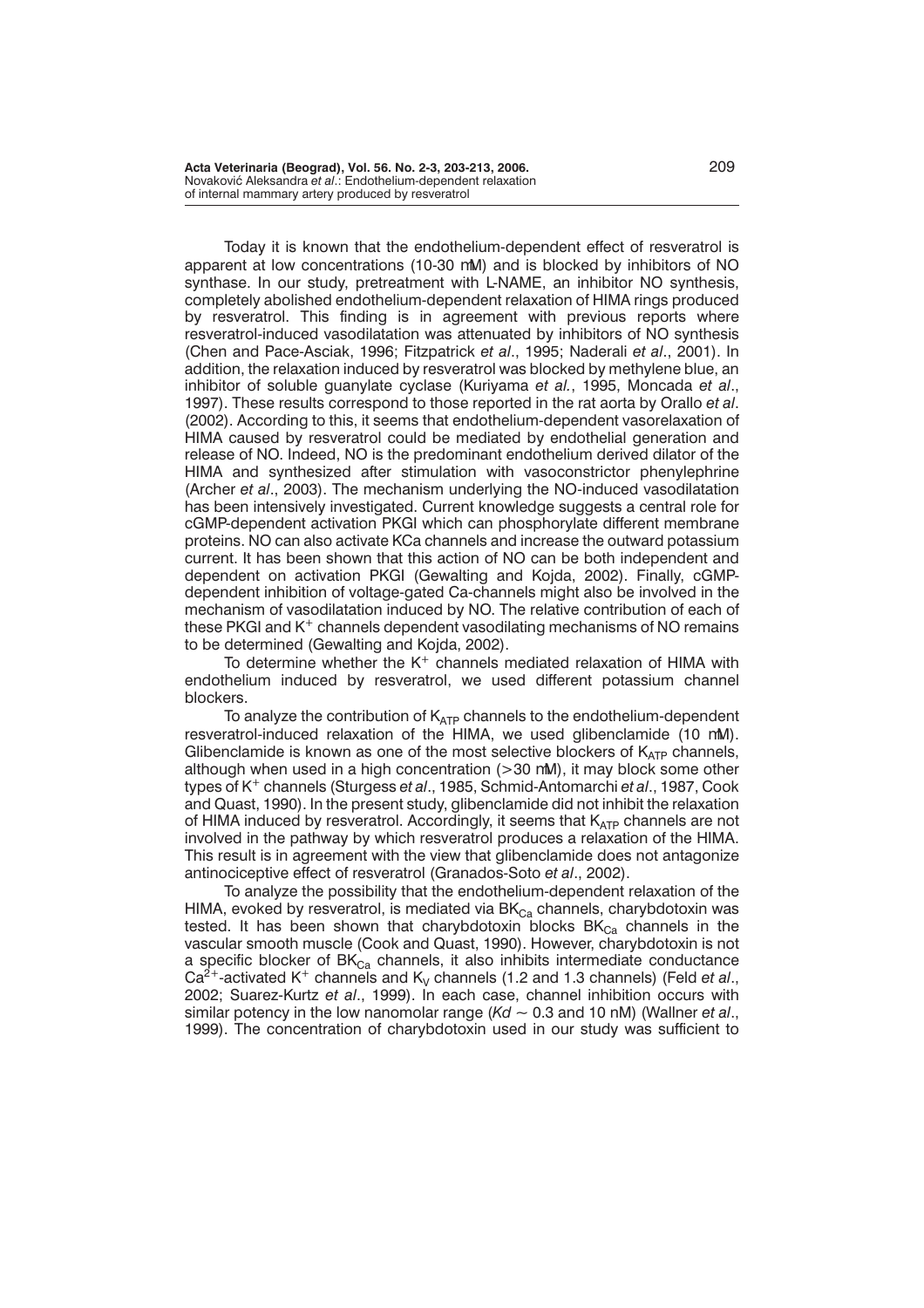Today it is known that the endothelium-dependent effect of resveratrol is apparent at low concentrations (10-30 mM) and is blocked by inhibitors of NO synthase. In our study, pretreatment with L-NAME, an inhibitor NO synthesis, completely abolished endothelium-dependent relaxation of HIMA rings produced by resveratrol. This finding is in agreement with previous reports where resveratrol-induced vasodilatation was attenuated by inhibitors of NO synthesis (Chen and Pace-Asciak, 1996; Fitzpatrick *et al*., 1995; Naderali *et al*., 2001). In addition, the relaxation induced by resveratrol was blocked by methylene blue, an inhibitor of soluble guanylate cyclase (Kuriyama *et al.*, 1995, Moncada *et al*., 1997). These results correspond to those reported in the rat aorta by Orallo *et al*. (2002). According to this, it seems that endothelium-dependent vasorelaxation of HIMA caused by resveratrol could be mediated by endothelial generation and release of NO. Indeed, NO is the predominant endothelium derived dilator of the HIMA and synthesized after stimulation with vasoconstrictor phenylephrine (Archer *et al*., 2003). The mechanism underlying the NO-induced vasodilatation has been intensively investigated. Current knowledge suggests a central role for cGMP-dependent activation PKGI which can phosphorylate different membrane proteins. NO can also activate KCa channels and increase the outward potassium current. It has been shown that this action of NO can be both independent and dependent on activation PKGI (Gewalting and Kojda, 2002). Finally, cGMP-dependent inhibition of voltage-gated Ca-channels might also be involved in the mechanism of vasodilatation induced by NO. The relative contribution of each of these PKGI and $K^+$ channels dependent vasodilating mechanisms of NO remains to be determined (Gewalting and Kojda, 2002).

To determine whether the $K^+$ channels mediated relaxation of HIMA with endothelium induced by resveratrol, we used different potassium channel blockers.

To analyze the contribution of $K_{ATP}$ channels to the endothelium-dependent resveratrol-induced relaxation of the HIMA, we used glibenclamide (10 mM). Glibenclamide is known as one of the most selective blockers of $K_{ATP}$ channels, although when used in a high concentration (>30 mM), it may block some other types of $K^+$ channels (Sturgess *et al*., 1985, Schmid-Antomarchi *et al*., 1987, Cook and Quast, 1990). In the present study, glibenclamide did not inhibit the relaxation of HIMA induced by resveratrol. Accordingly, it seems that $K_{ATP}$ channels are not involved in the pathway by which resveratrol produces a relaxation of the HIMA. This result is in agreement with the view that glibenclamide does not antagonize antinociceptive effect of resveratrol (Granados-Soto *et al*., 2002).

To analyze the possibility that the endothelium-dependent relaxation of the HIMA, evoked by resveratrol, is mediated via $BK_{Ca}$ channels, charybdotoxin was tested. It has been shown that charybdotoxin blocks $BK_{Ca}$ channels in the vascular smooth muscle (Cook and Quast, 1990). However, charybdotoxin is not a specific blocker of $BK_{Ca}$ channels, it also inhibits intermediate conductance $Ca^{2+}$-activated $K^+$ channels and $K_V$ channels (1.2 and 1.3 channels) (Feld *et al*., 2002; Suarez-Kurtz *et al*., 1999). In each case, channel inhibition occurs with similar potency in the low nanomolar range ($Kd \sim 0.3$ and 10 nM) (Wallner *et al*., 1999). The concentration of charybdotoxin used in our study was sufficient to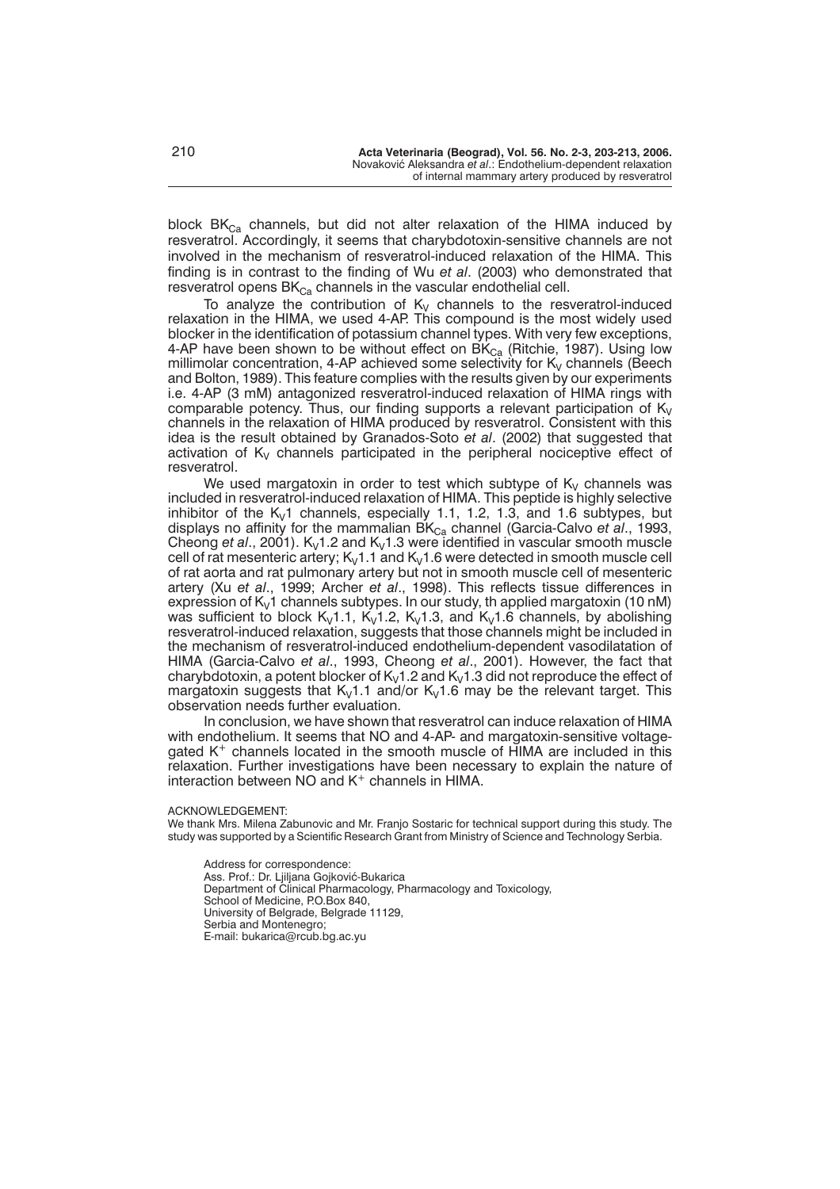block $BK_{Ca}$ channels, but did not alter relaxation of the HIMA induced by resveratrol. Accordingly, it seems that charybdotoxin-sensitive channels are not involved in the mechanism of resveratrol-induced relaxation of the HIMA. This finding is in contrast to the finding of Wu *et al*. (2003) who demonstrated that resveratrol opens $BK_{Ca}$ channels in the vascular endothelial cell.

To analyze the contribution of $K_V$ channels to the resveratrol-induced relaxation in the HIMA, we used 4-AP. This compound is the most widely used blocker in the identification of potassium channel types. With very few exceptions, 4-AP have been shown to be without effect on $BK_{Ca}$ (Ritchie, 1987). Using low millimolar concentration, 4-AP achieved some selectivity for $K_V$ channels (Beech and Bolton, 1989). This feature complies with the results given by our experiments i.e. 4-AP (3 mM) antagonized resveratrol-induced relaxation of HIMA rings with comparable potency. Thus, our finding supports a relevant participation of $K_V$ channels in the relaxation of HIMA produced by resveratrol. Consistent with this idea is the result obtained by Granados-Soto *et al*. (2002) that suggested that activation of $K_V$ channels participated in the peripheral nociceptive effect of resveratrol.

We used margatoxin in order to test which subtype of $K_V$ channels was included in resveratrol-induced relaxation of HIMA. This peptide is highly selective inhibitor of the $K_V1$ channels, especially 1.1, 1.2, 1.3, and 1.6 subtypes, but displays no affinity for the mammalian $BK_{Ca}$ channel (Garcia-Calvo *et al*., 1993, Cheong *et al*., 2001). $K_V1.2$ and $K_V1.3$ were identified in vascular smooth muscle cell of rat mesenteric artery; $K_V1.1$ and $K_V1.6$ were detected in smooth muscle cell of rat aorta and rat pulmonary artery but not in smooth muscle cell of mesenteric artery (Xu *et al*., 1999; Archer *et al*., 1998). This reflects tissue differences in expression of $K_V1$ channels subtypes. In our study, th applied margatoxin (10 nM) was sufficient to block $K_V1.1$, $K_V1.2$, $K_V1.3$, and $K_V1.6$ channels, by abolishing resveratrol-induced relaxation, suggests that those channels might be included in the mechanism of resveratrol-induced endothelium-dependent vasodilatation of HIMA (Garcia-Calvo *et al*., 1993, Cheong *et al*., 2001). However, the fact that charybdotoxin, a potent blocker of $K_V1.2$ and $K_V1.3$ did not reproduce the effect of margatoxin suggests that $K_V1.1$ and/or $K_V1.6$ may be the relevant target. This observation needs further evaluation.

In conclusion, we have shown that resveratrol can induce relaxation of HIMA with endothelium. It seems that NO and 4-AP- and margatoxin-sensitive voltage-gated $K^+$ channels located in the smooth muscle of HIMA are included in this relaxation. Further investigations have been necessary to explain the nature of interaction between NO and $K^+$ channels in HIMA.

ACKNOWLEDGEMENT:

We thank Mrs. Milena Zabunovic and Mr. Franjo Sostaric for technical support during this study. The study was supported by a Scientific Research Grant from Ministry of Science and Technology Serbia.

Address for correspondence:
Ass. Prof.: Dr. Ljiljana Gojković-Bukarica
Department of Clinical Pharmacology, Pharmacology and Toxicology,
School of Medicine, P.O.Box 840,
University of Belgrade, Belgrade 11129,
Serbia and Montenegro;
E-mail: bukarica@rcub.bg.ac.yu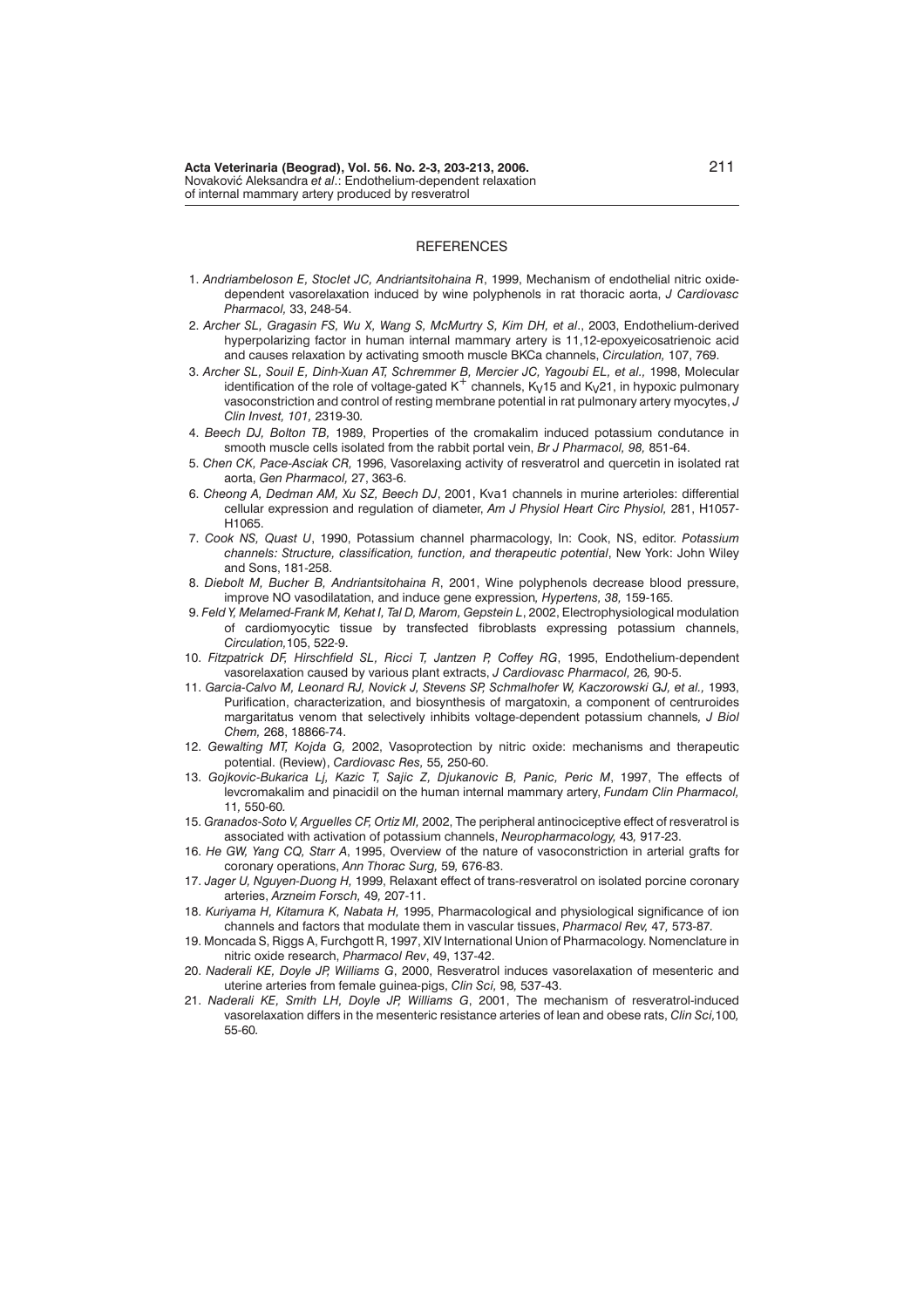## REFERENCES

1. *Andriambeloson E, Stoclet JC, Andriantsitohaina R*, 1999, Mechanism of endothelial nitric oxide-dependent vasorelaxation induced by wine polyphenols in rat thoracic aorta, *J Cardiovasc Pharmacol,* 33, 248-54.
2. *Archer SL, Gragasin FS, Wu X, Wang S, McMurtry S, Kim DH, et al*., 2003, Endothelium-derived hyperpolarizing factor in human internal mammary artery is 11,12-epoxyeicosatrienoic acid and causes relaxation by activating smooth muscle BKCa channels, *Circulation,* 107, 769.
3. *Archer SL, Souil E, Dinh-Xuan AT, Schremmer B, Mercier JC, Yagoubi EL, et al.,* 1998, Molecular identification of the role of voltage-gated $K^+$ channels, $K_V$15 and $K_V$21, in hypoxic pulmonary vasoconstriction and control of resting membrane potential in rat pulmonary artery myocytes, *J Clin Invest, 101,* 2319-30.
4. *Beech DJ, Bolton TB,* 1989, Properties of the cromakalim induced potassium condutance in smooth muscle cells isolated from the rabbit portal vein, *Br J Pharmacol, 98,* 851-64.
5. *Chen CK, Pace-Asciak CR,* 1996, Vasorelaxing activity of resveratrol and quercetin in isolated rat aorta, *Gen Pharmacol,* 27, 363-6.
6. *Cheong A, Dedman AM, Xu SZ, Beech DJ*, 2001, Kvα1 channels in murine arterioles: differential cellular expression and regulation of diameter, *Am J Physiol Heart Circ Physiol,* 281, H1057-H1065.
7. *Cook NS, Quast U*, 1990, Potassium channel pharmacology, In: Cook, NS, editor. *Potassium channels: Structure, classification, function, and therapeutic potential*, New York: John Wiley and Sons, 181-258.
8. *Diebolt M, Bucher B, Andriantsitohaina R*, 2001, Wine polyphenols decrease blood pressure, improve NO vasodilatation, and induce gene expression*, Hypertens, 38,* 159-165.
9. *Feld Y, Melamed-Frank M, Kehat I, Tal D, Marom, Gepstein L*, 2002, Electrophysiological modulation of cardiomyocytic tissue by transfected fibroblasts expressing potassium channels, *Circulation,*105, 522-9.
10. *Fitzpatrick DF, Hirschfield SL, Ricci T, Jantzen P, Coffey RG*, 1995, Endothelium-dependent vasorelaxation caused by various plant extracts, *J Cardiovasc Pharmacol,* 26*,* 90-5.
11. *Garcia-Calvo M, Leonard RJ, Novick J, Stevens SP, Schmalhofer W, Kaczorowski GJ, et al.,* 1993, Purification, characterization, and biosynthesis of margatoxin, a component of centruroides margaritatus venom that selectively inhibits voltage-dependent potassium channels*, J Biol Chem,* 268, 18866-74.
12. *Gewalting MT, Kojda G,* 2002, Vasoprotection by nitric oxide: mechanisms and therapeutic potential. (Review), *Cardiovasc Res,* 55*,* 250-60.
13. *Gojkovic-Bukarica Lj, Kazic T, Sajic Z, Djukanovic B, Panic, Peric M*, 1997, The effects of levcromakalim and pinacidil on the human internal mammary artery, *Fundam Clin Pharmacol,* 11*,* 550-60*.*
15. *Granados-Soto V, Arguelles CF, Ortiz MI,* 2002, The peripheral antinociceptive effect of resveratrol is associated with activation of potassium channels, *Neuropharmacology,* 43*,* 917-23.
16. *He GW, Yang CQ, Starr A*, 1995, Overview of the nature of vasoconstriction in arterial grafts for coronary operations, *Ann Thorac Surg,* 59*,* 676-83.
17. *Jager U, Nguyen-Duong H,* 1999, Relaxant effect of trans-resveratrol on isolated porcine coronary arteries, *Arzneim Forsch,* 49*,* 207-11.
18. *Kuriyama H, Kitamura K, Nabata H,* 1995, Pharmacological and physiological significance of ion channels and factors that modulate them in vascular tissues, *Pharmacol Rev,* 47*,* 573-87*.*
19. Moncada S, Riggs A, Furchgott R, 1997, XIV International Union of Pharmacology. Nomenclature in nitric oxide research, *Pharmacol Rev*, 49, 137-42.
20. *Naderali KE, Doyle JP, Williams G*, 2000, Resveratrol induces vasorelaxation of mesenteric and uterine arteries from female guinea-pigs, *Clin Sci,* 98*,* 537-43.
21. *Naderali KE, Smith LH, Doyle JP, Williams G*, 2001, The mechanism of resveratrol-induced vasorelaxation differs in the mesenteric resistance arteries of lean and obese rats, *Clin Sci,*100*,* 55-60*.*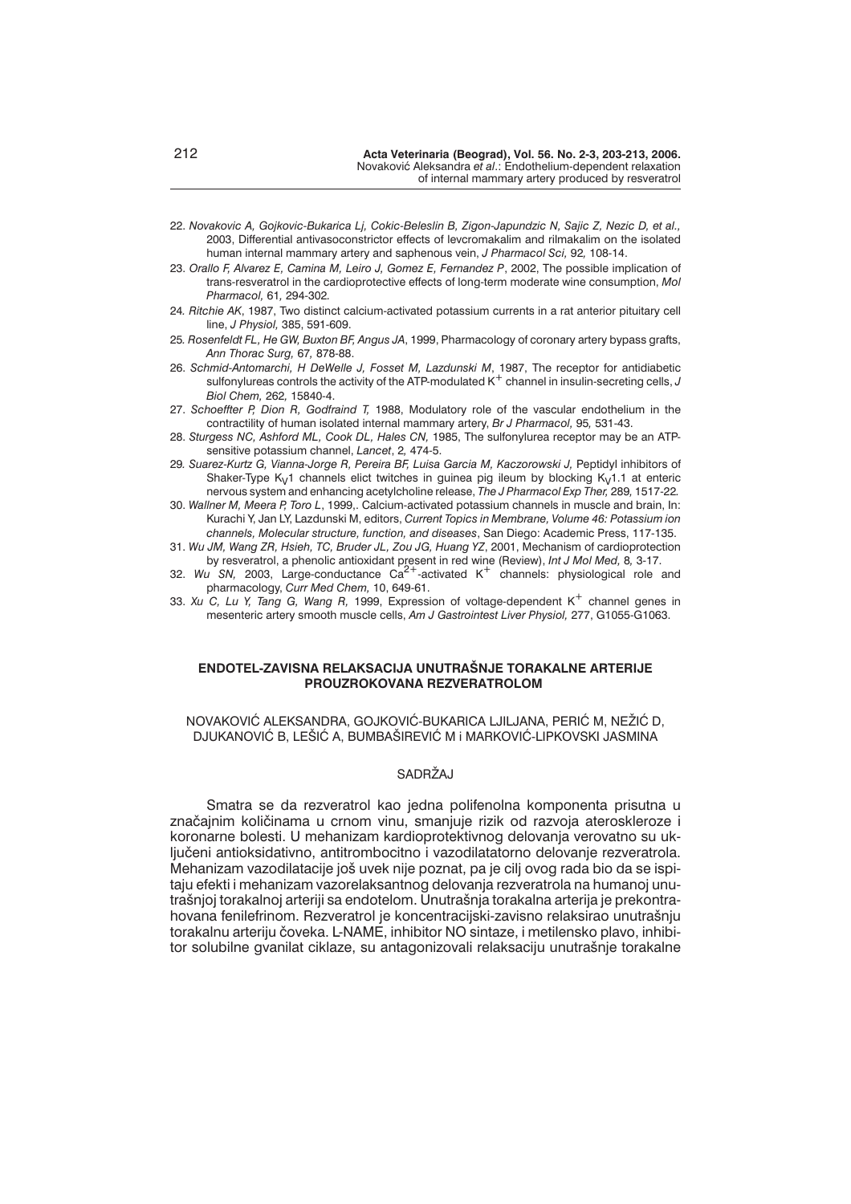22. *Novakovic A, Gojkovic-Bukarica Lj, Cokic-Beleslin B, Zigon-Japundzic N, Sajic Z, Nezic D, et al.,* 2003, Differential antivasoconstrictor effects of levcromakalim and rilmakalim on the isolated human internal mammary artery and saphenous vein, *J Pharmacol Sci,* 92*,* 108-14.
23. *Orallo F, Alvarez E, Camina M, Leiro J, Gomez E, Fernandez P*, 2002, The possible implication of trans-resveratrol in the cardioprotective effects of long-term moderate wine consumption, *Mol Pharmacol,* 61*,* 294-302*.*
24. *Ritchie AK*, 1987, Two distinct calcium-activated potassium currents in a rat anterior pituitary cell line, *J Physiol,* 385, 591-609.
25. *Rosenfeldt FL, He GW, Buxton BF, Angus JA*, 1999, Pharmacology of coronary artery bypass grafts, *Ann Thorac Surg,* 67*,* 878-88.
26. *Schmid-Antomarchi, H DeWelle J, Fosset M, Lazdunski M*, 1987, The receptor for antidiabetic sulfonylureas controls the activity of the ATP-modulated $K^+$ channel in insulin-secreting cells, *J Biol Chem,* 262*,* 15840-4.
27. *Schoeffter P, Dion R, Godfraind T,* 1988, Modulatory role of the vascular endothelium in the contractility of human isolated internal mammary artery, *Br J Pharmacol,* 95*,* 531-43.
28. *Sturgess NC, Ashford ML, Cook DL, Hales CN,* 1985, The sulfonylurea receptor may be an ATP-sensitive potassium channel, *Lancet*, 2*,* 474-5.
29. *Suarez-Kurtz G, Vianna-Jorge R, Pereira BF, Luisa Garcia M, Kaczorowski J,* Peptidyl inhibitors of Shaker-Type $K_V1$ channels elict twitches in guinea pig ileum by blocking $K_V1.1$ at enteric nervous system and enhancing acetylcholine release, *The J Pharmacol Exp Ther,* 289*,* 1517-22*.*
30. *Wallner M, Meera P, Toro L*, 1999,. Calcium-activated potassium channels in muscle and brain, In: Kurachi Y, Jan LY, Lazdunski M, editors, *Current Topics in Membrane, Volume 46: Potassium ion channels, Molecular structure, function, and diseases*, San Diego: Academic Press, 117-135.
31. *Wu JM, Wang ZR, Hsieh, TC, Bruder JL, Zou JG, Huang YZ*, 2001, Mechanism of cardioprotection by resveratrol, a phenolic antioxidant present in red wine (Review), *Int J Mol Med,* 8*,* 3-17.
32. *Wu SN,* 2003, Large-conductance $Ca^{2+}$-activated $K^+$ channels: physiological role and pharmacology, *Curr Med Chem,* 10, 649-61.
33. *Xu C, Lu Y, Tang G, Wang R,* 1999, Expression of voltage-dependent $K^+$ channel genes in mesenteric artery smooth muscle cells, *Am J Gastrointest Liver Physiol,* 277, G1055-G1063.

## ENDOTEL-ZAVISNA RELAKSACIJA UNUTRAŠNJE TORAKALNE ARTERIJE PROUZROKOVANA REZVERATROLOM

NOVAKOVIĆ ALEKSANDRA, GOJKOVIĆ-BUKARICA LJILJANA, PERIĆ M, NEŽIĆ D, DJUKANOVIĆ B, LEŠIĆ A, BUMBAŠIREVIĆ M i MARKOVIĆ-LIPKOVSKI JASMINA

### SADRŽAJ

Smatra se da rezveratrol kao jedna polifenolna komponenta prisutna u značajnim količinama u crnom vinu, smanjuje rizik od razvoja ateroskleroze i koronarne bolesti. U mehanizam kardioprotektivnog delovanja verovatno su uključeni antioksidativno, antitrombocitno i vazodilatatorno delovanje rezveratrola. Mehanizam vazodilatacije još uvek nije poznat, pa je cilj ovog rada bio da se ispitaju efekti i mehanizam vazorelaksantnog delovanja rezveratrola na humanoj unutrašnjoj torakalnoj arteriji sa endotelom. Unutrašnja torakalna arterija je prekontrahovana fenilefrinom. Rezveratrol je koncentracijski-zavisno relaksirao unutrašnju torakalnu arteriju čoveka. L-NAME, inhibitor NO sintaze, i metilensko plavo, inhibitor solubilne gvanilat ciklaze, su antagonizovali relaksaciju unutrašnje torakalne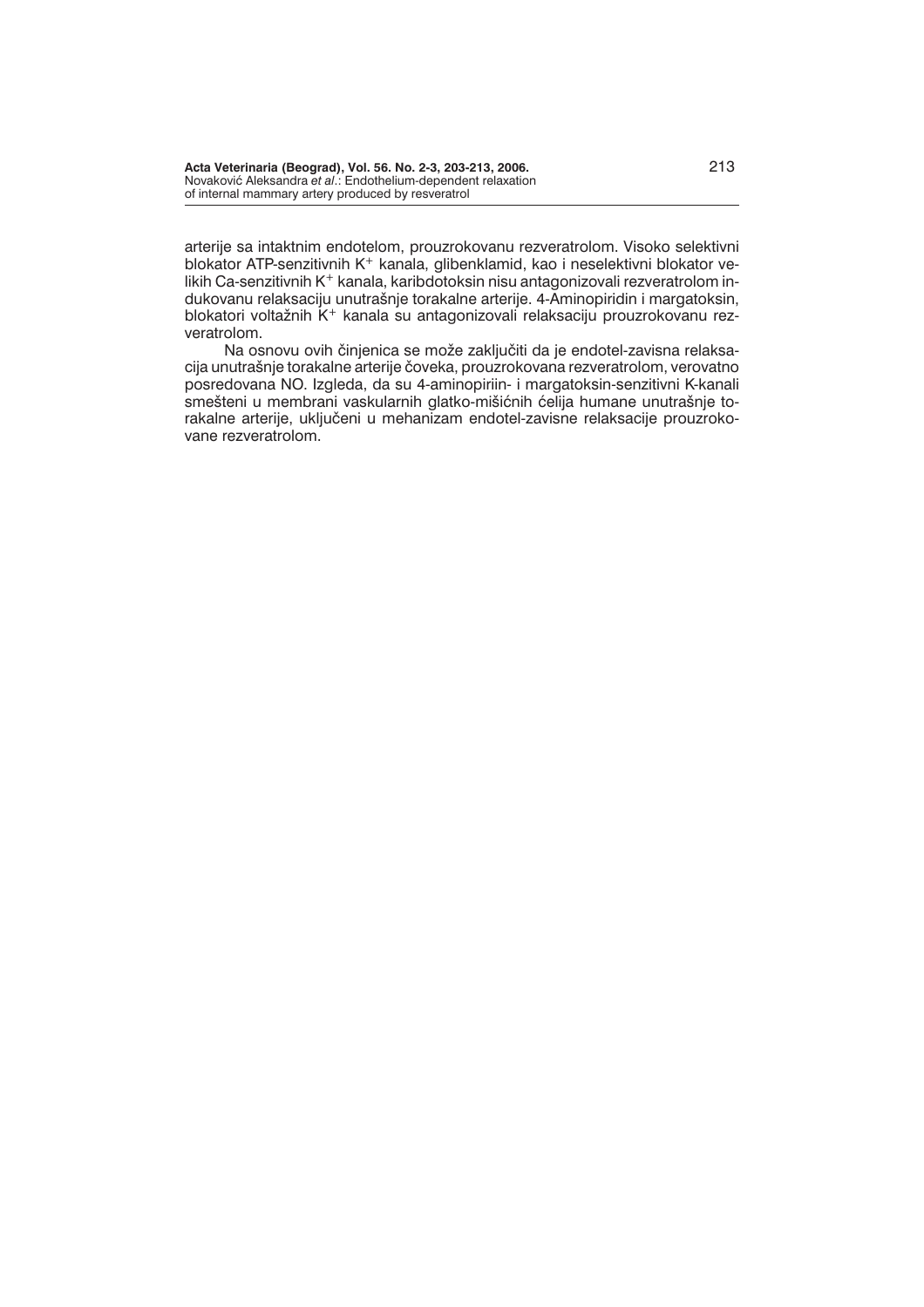arterije sa intaktnim endotelom, prouzrokovanu rezveratrolom. Visoko selektivni blokator ATP-senzitivnih $K^+$ kanala, glibenklamid, kao i neselektivni blokator velikih Ca-senzitivnih $K^+$ kanala, karibdotoksin nisu antagonizovali rezveratrolom indukovanu relaksaciju unutrašnje torakalne arterije. 4-Aminopiridin i margatoksin, blokatori voltažnih $K^+$ kanala su antagonizovali relaksaciju prouzrokovanu rezveratrolom.

Na osnovu ovih činjenica se može zaključiti da je endotel-zavisna relaksacija unutrašnje torakalne arterije čoveka, prouzrokovana rezveratrolom, verovatno posredovana NO. Izgleda, da su 4-aminopiriin- i margatoksin-senzitivni K-kanali smešteni u membrani vaskularnih glatko-mišićnih ćelija humane unutrašnje torakalne arterije, uključeni u mehanizam endotel-zavisne relaksacije prouzrokovane rezveratrolom.